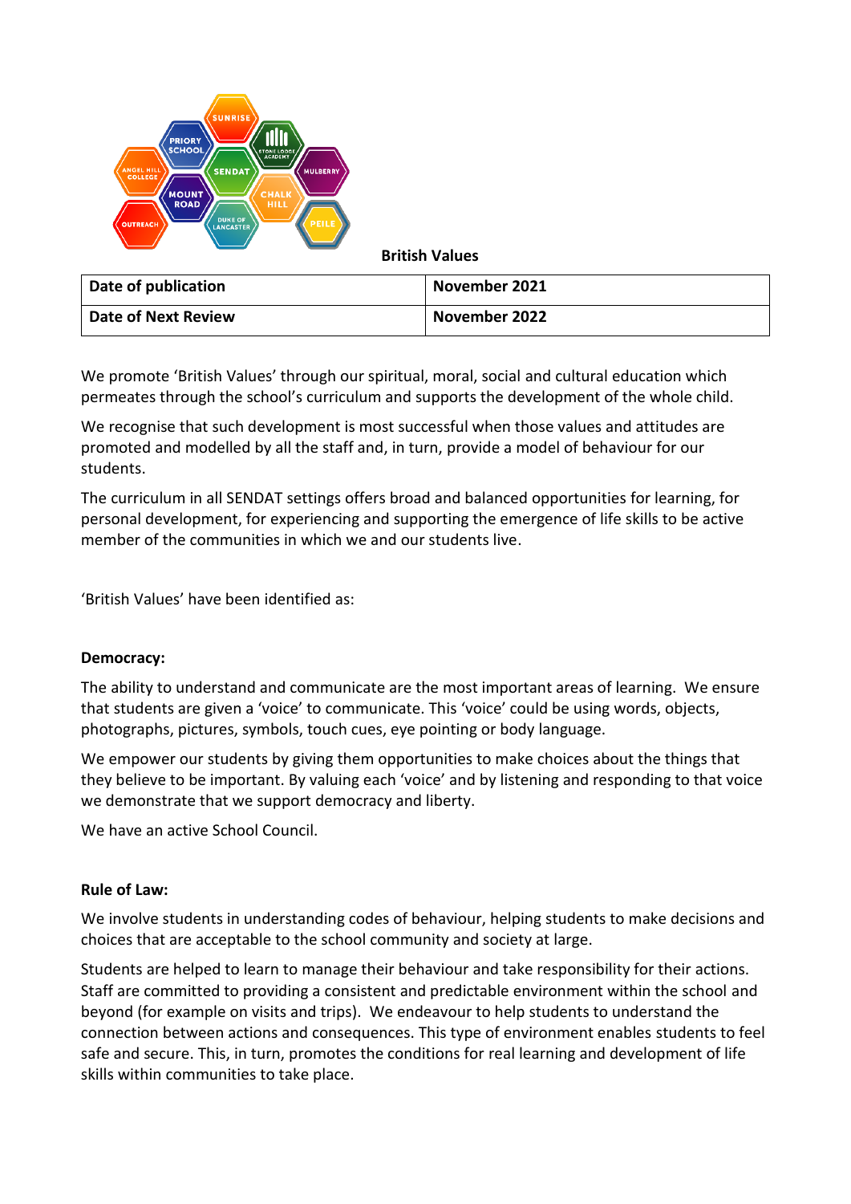# British Values

| Date of publication | November 2021 |
|---|---|
| Date of Next Review | November 2022 |

We promote 'British Values' through our spiritual, moral, social and cultural education which permeates through the school's curriculum and supports the development of the whole child.

We recognise that such development is most successful when those values and attitudes are promoted and modelled by all the staff and, in turn, provide a model of behaviour for our students.

The curriculum in all SENDAT settings offers broad and balanced opportunities for learning, for personal development, for experiencing and supporting the emergence of life skills to be active member of the communities in which we and our students live.

'British Values' have been identified as:

**Democracy:**

The ability to understand and communicate are the most important areas of learning. We ensure that students are given a 'voice' to communicate. This 'voice' could be using words, objects, photographs, pictures, symbols, touch cues, eye pointing or body language.

We empower our students by giving them opportunities to make choices about the things that they believe to be important. By valuing each 'voice' and by listening and responding to that voice we demonstrate that we support democracy and liberty.

We have an active School Council.

**Rule of Law:**

We involve students in understanding codes of behaviour, helping students to make decisions and choices that are acceptable to the school community and society at large.

Students are helped to learn to manage their behaviour and take responsibility for their actions. Staff are committed to providing a consistent and predictable environment within the school and beyond (for example on visits and trips). We endeavour to help students to understand the connection between actions and consequences. This type of environment enables students to feel safe and secure. This, in turn, promotes the conditions for real learning and development of life skills within communities to take place.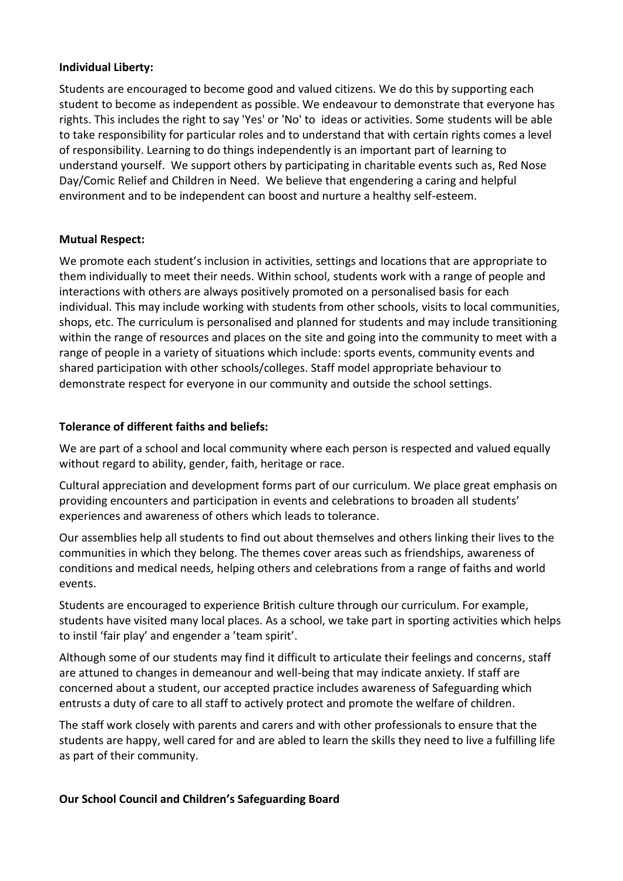**Individual Liberty:**

Students are encouraged to become good and valued citizens. We do this by supporting each student to become as independent as possible. We endeavour to demonstrate that everyone has rights. This includes the right to say 'Yes' or 'No' to ideas or activities. Some students will be able to take responsibility for particular roles and to understand that with certain rights comes a level of responsibility. Learning to do things independently is an important part of learning to understand yourself. We support others by participating in charitable events such as, Red Nose Day/Comic Relief and Children in Need. We believe that engendering a caring and helpful environment and to be independent can boost and nurture a healthy self-esteem.

**Mutual Respect:**

We promote each student's inclusion in activities, settings and locations that are appropriate to them individually to meet their needs. Within school, students work with a range of people and interactions with others are always positively promoted on a personalised basis for each individual. This may include working with students from other schools, visits to local communities, shops, etc. The curriculum is personalised and planned for students and may include transitioning within the range of resources and places on the site and going into the community to meet with a range of people in a variety of situations which include: sports events, community events and shared participation with other schools/colleges. Staff model appropriate behaviour to demonstrate respect for everyone in our community and outside the school settings.

**Tolerance of different faiths and beliefs:**

We are part of a school and local community where each person is respected and valued equally without regard to ability, gender, faith, heritage or race.

Cultural appreciation and development forms part of our curriculum. We place great emphasis on providing encounters and participation in events and celebrations to broaden all students' experiences and awareness of others which leads to tolerance.

Our assemblies help all students to find out about themselves and others linking their lives to the communities in which they belong. The themes cover areas such as friendships, awareness of conditions and medical needs, helping others and celebrations from a range of faiths and world events.

Students are encouraged to experience British culture through our curriculum. For example, students have visited many local places. As a school, we take part in sporting activities which helps to instil 'fair play' and engender a 'team spirit'.

Although some of our students may find it difficult to articulate their feelings and concerns, staff are attuned to changes in demeanour and well-being that may indicate anxiety. If staff are concerned about a student, our accepted practice includes awareness of Safeguarding which entrusts a duty of care to all staff to actively protect and promote the welfare of children.

The staff work closely with parents and carers and with other professionals to ensure that the students are happy, well cared for and are abled to learn the skills they need to live a fulfilling life as part of their community.

**Our School Council and Children's Safeguarding Board**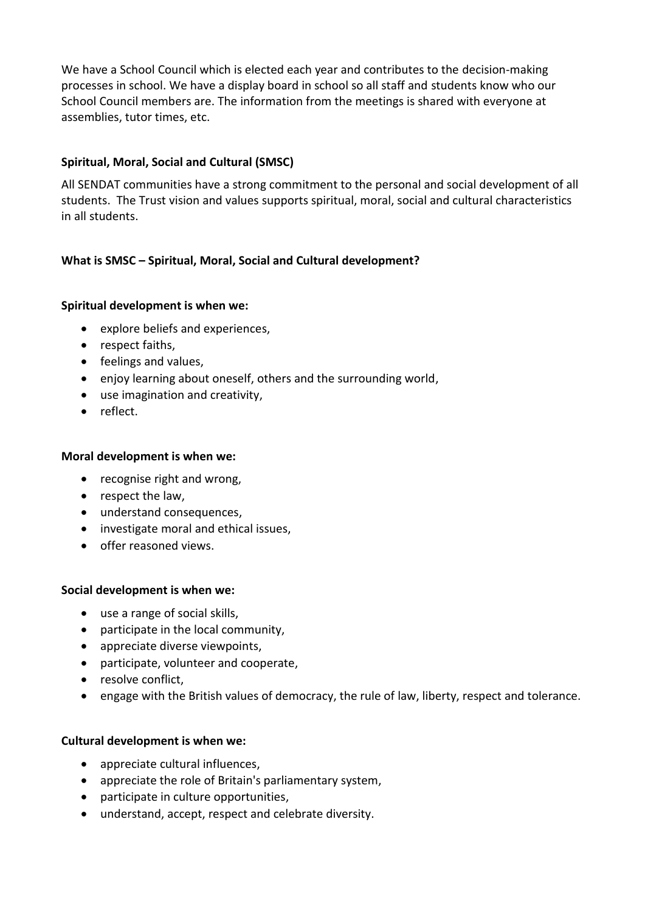We have a School Council which is elected each year and contributes to the decision-making processes in school. We have a display board in school so all staff and students know who our School Council members are. The information from the meetings is shared with everyone at assemblies, tutor times, etc.

**Spiritual, Moral, Social and Cultural (SMSC)**

All SENDAT communities have a strong commitment to the personal and social development of all students. The Trust vision and values supports spiritual, moral, social and cultural characteristics in all students.

**What is SMSC – Spiritual, Moral, Social and Cultural development?**

**Spiritual development is when we:**

- explore beliefs and experiences,
- respect faiths,
- feelings and values,
- enjoy learning about oneself, others and the surrounding world,
- use imagination and creativity,
- reflect.

**Moral development is when we:**

- recognise right and wrong,
- respect the law,
- understand consequences,
- investigate moral and ethical issues,
- offer reasoned views.

**Social development is when we:**

- use a range of social skills,
- participate in the local community,
- appreciate diverse viewpoints,
- participate, volunteer and cooperate,
- resolve conflict,
- engage with the British values of democracy, the rule of law, liberty, respect and tolerance.

**Cultural development is when we:**

- appreciate cultural influences,
- appreciate the role of Britain's parliamentary system,
- participate in culture opportunities,
- understand, accept, respect and celebrate diversity.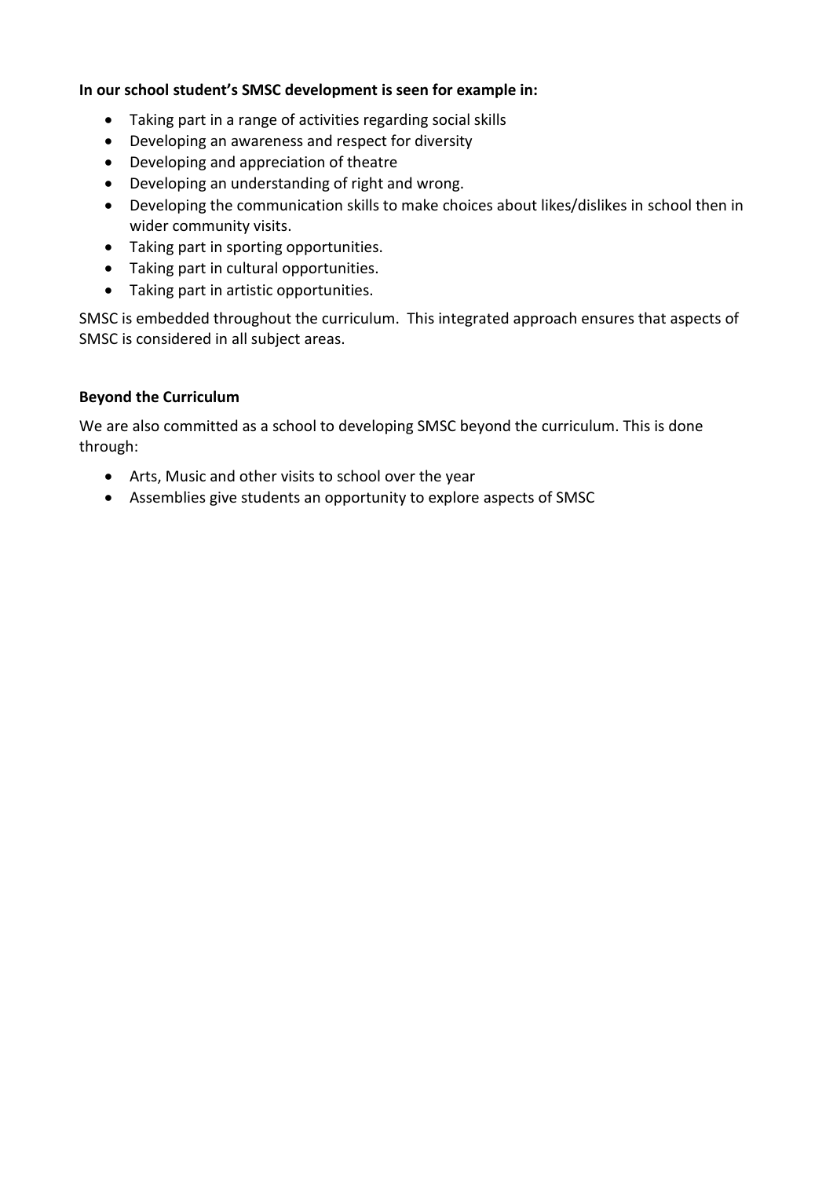**In our school student's SMSC development is seen for example in:**

- Taking part in a range of activities regarding social skills
- Developing an awareness and respect for diversity
- Developing and appreciation of theatre
- Developing an understanding of right and wrong.
- Developing the communication skills to make choices about likes/dislikes in school then in wider community visits.
- Taking part in sporting opportunities.
- Taking part in cultural opportunities.
- Taking part in artistic opportunities.

SMSC is embedded throughout the curriculum. This integrated approach ensures that aspects of SMSC is considered in all subject areas.

**Beyond the Curriculum**

We are also committed as a school to developing SMSC beyond the curriculum. This is done through:

- Arts, Music and other visits to school over the year
- Assemblies give students an opportunity to explore aspects of SMSC